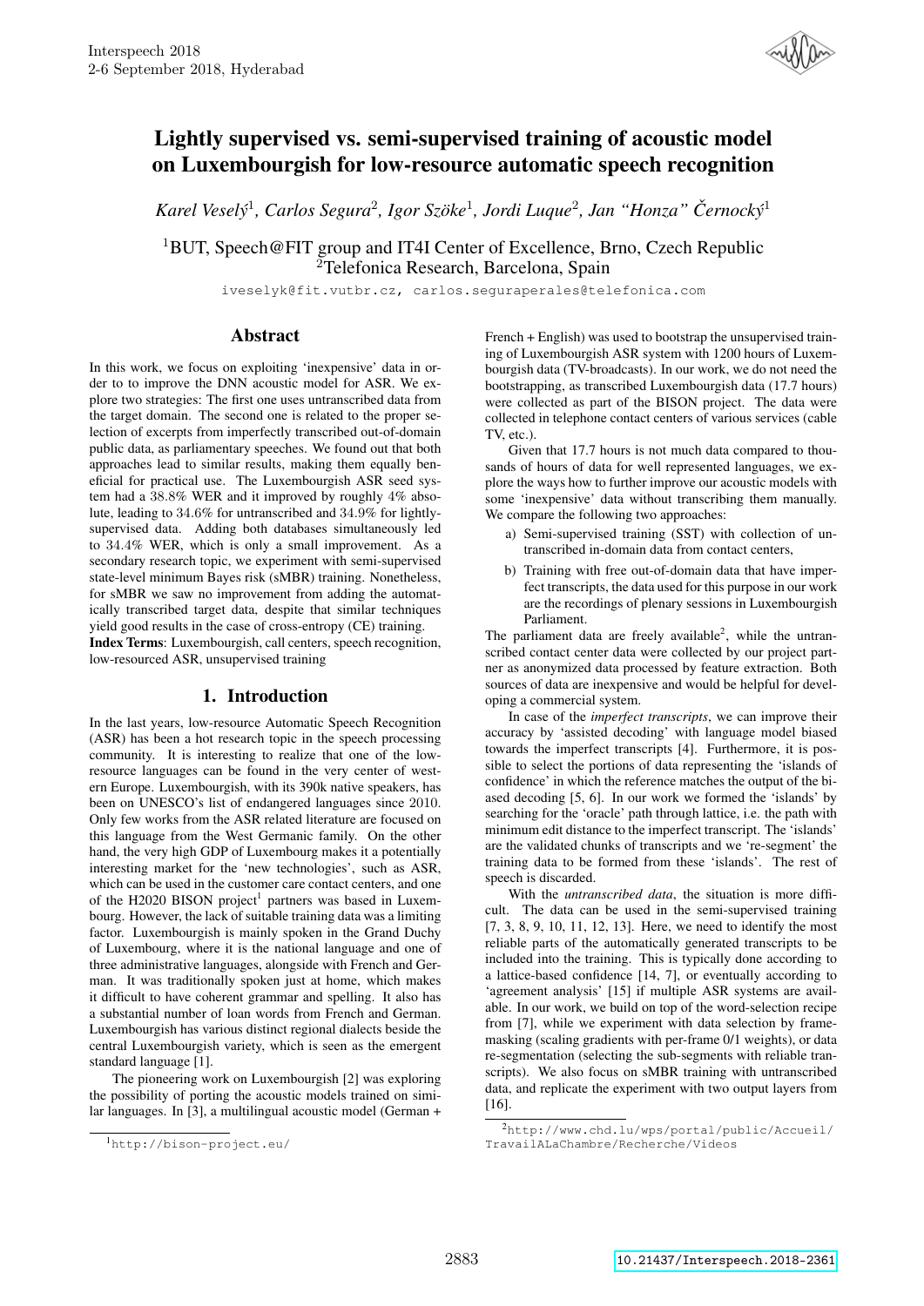# Lightly supervised vs. semi-supervised training of acoustic model on Luxembourgish for low-resource automatic speech recognition

*Karel Veselý*[1], *Carlos Segura*[2], *Igor Szöke*[1], *Jordi Luque*[2], *Jan "Honza" Černocký*[1]

[1]BUT, Speech@FIT group and IT4I Center of Excellence, Brno, Czech Republic
[2]Telefonica Research, Barcelona, Spain

iveselyk@fit.vutbr.cz, carlos.seguraperales@telefonica.com

## Abstract

In this work, we focus on exploiting 'inexpensive' data in order to to improve the DNN acoustic model for ASR. We explore two strategies: The first one uses untranscribed data from the target domain. The second one is related to the proper selection of excerpts from imperfectly transcribed out-of-domain public data, as parliamentary speeches. We found out that both approaches lead to similar results, making them equally beneficial for practical use. The Luxembourgish ASR seed system had a 38.8% WER and it improved by roughly 4% absolute, leading to 34.6% for untranscribed and 34.9% for lightly-supervised data. Adding both databases simultaneously led to 34.4% WER, which is only a small improvement. As a secondary research topic, we experiment with semi-supervised state-level minimum Bayes risk (sMBR) training. Nonetheless, for sMBR we saw no improvement from adding the automatically transcribed target data, despite that similar techniques yield good results in the case of cross-entropy (CE) training.

**Index Terms**: Luxembourgish, call centers, speech recognition, low-resourced ASR, unsupervised training

## 1. Introduction

In the last years, low-resource Automatic Speech Recognition (ASR) has been a hot research topic in the speech processing community. It is interesting to realize that one of the low-resource languages can be found in the very center of western Europe. Luxembourgish, with its 390k native speakers, has been on UNESCO's list of endangered languages since 2010. Only few works from the ASR related literature are focused on this language from the West Germanic family. On the other hand, the very high GDP of Luxembourg makes it a potentially interesting market for the 'new technologies', such as ASR, which can be used in the customer care contact centers, and one of the H2020 BISON project[1] partners was based in Luxembourg. However, the lack of suitable training data was a limiting factor. Luxembourgish is mainly spoken in the Grand Duchy of Luxembourg, where it is the national language and one of three administrative languages, alongside with French and German. It was traditionally spoken just at home, which makes it difficult to have coherent grammar and spelling. It also has a substantial number of loan words from French and German. Luxembourgish has various distinct regional dialects beside the central Luxembourgish variety, which is seen as the emergent standard language [1].

The pioneering work on Luxembourgish [2] was exploring the possibility of porting the acoustic models trained on similar languages. In [3], a multilingual acoustic model (German + French + English) was used to bootstrap the unsupervised training of Luxembourgish ASR system with 1200 hours of Luxembourgish data (TV-broadcasts). In our work, we do not need the bootstrapping, as transcribed Luxembourgish data (17.7 hours) were collected as part of the BISON project. The data were collected in telephone contact centers of various services (cable TV, etc.).

Given that 17.7 hours is not much data compared to thousands of hours of data for well represented languages, we explore the ways how to further improve our acoustic models with some 'inexpensive' data without transcribing them manually. We compare the following two approaches:

a) Semi-supervised training (SST) with collection of untranscribed in-domain data from contact centers,

b) Training with free out-of-domain data that have imperfect transcripts, the data used for this purpose in our work are the recordings of plenary sessions in Luxembourgish Parliament.

The parliament data are freely available[2], while the untranscribed contact center data were collected by our project partner as anonymized data processed by feature extraction. Both sources of data are inexpensive and would be helpful for developing a commercial system.

In case of the *imperfect transcripts*, we can improve their accuracy by 'assisted decoding' with language model biased towards the imperfect transcripts [4]. Furthermore, it is possible to select the portions of data representing the 'islands of confidence' in which the reference matches the output of the biased decoding [5, 6]. In our work we formed the 'islands' by searching for the 'oracle' path through lattice, i.e. the path with minimum edit distance to the imperfect transcript. The 'islands' are the validated chunks of transcripts and we 're-segment' the training data to be formed from these 'islands'. The rest of speech is discarded.

With the *untranscribed data*, the situation is more difficult. The data can be used in the semi-supervised training [7, 3, 8, 9, 10, 11, 12, 13]. Here, we need to identify the most reliable parts of the automatically generated transcripts to be included into the training. This is typically done according to a lattice-based confidence [14, 7], or eventually according to 'agreement analysis' [15] if multiple ASR systems are available. In our work, we build on top of the word-selection recipe from [7], while we experiment with data selection by frame-masking (scaling gradients with per-frame 0/1 weights), or data re-segmentation (selecting the sub-segments with reliable transcripts). We also focus on sMBR training with untranscribed data, and replicate the experiment with two output layers from [16].

[1] http://bison-project.eu/

[2] http://www.chd.lu/wps/portal/public/Accueil/TravailALaChambre/Recherche/Videos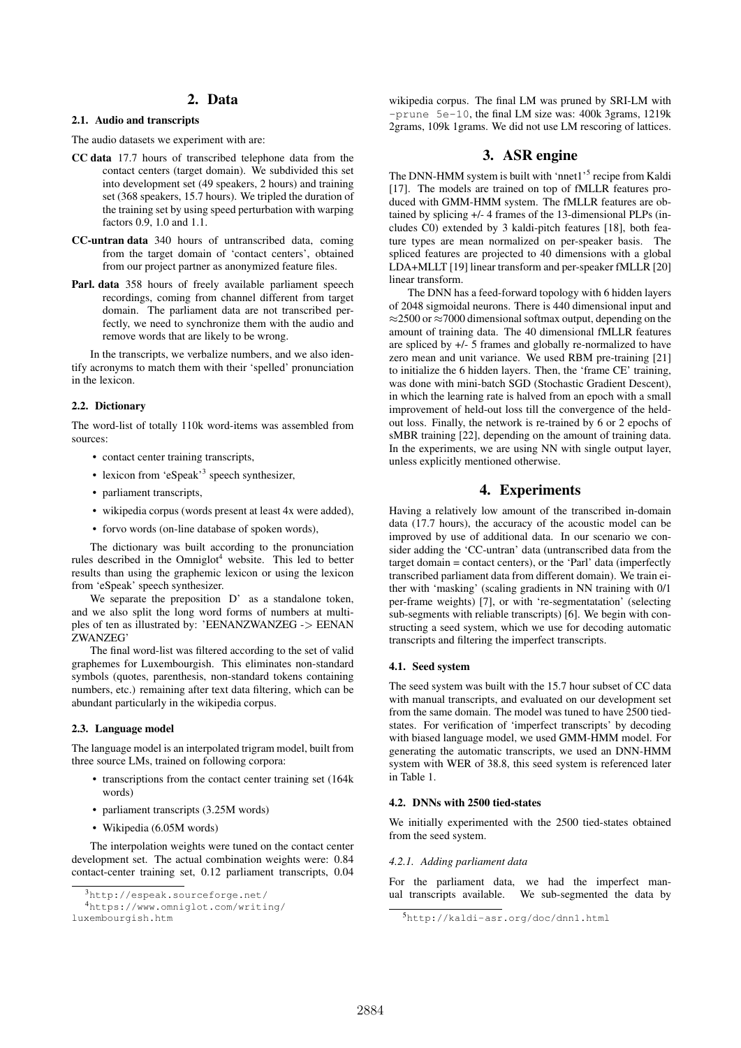## 2. Data

### 2.1. Audio and transcripts

The audio datasets we experiment with are:

**CC data** 17.7 hours of transcribed telephone data from the contact centers (target domain). We subdivided this set into development set (49 speakers, 2 hours) and training set (368 speakers, 15.7 hours). We tripled the duration of the training set by using speed perturbation with warping factors 0.9, 1.0 and 1.1.

**CC-untran data** 340 hours of untranscribed data, coming from the target domain of 'contact centers', obtained from our project partner as anonymized feature files.

**Parl. data** 358 hours of freely available parliament speech recordings, coming from channel different from target domain. The parliament data are not transcribed perfectly, we need to synchronize them with the audio and remove words that are likely to be wrong.

In the transcripts, we verbalize numbers, and we also identify acronyms to match them with their 'spelled' pronunciation in the lexicon.

### 2.2. Dictionary

The word-list of totally 110k word-items was assembled from sources:

- contact center training transcripts,
- lexicon from 'eSpeak'[3] speech synthesizer,
- parliament transcripts,
- wikipedia corpus (words present at least 4x were added),
- forvo words (on-line database of spoken words),

The dictionary was built according to the pronunciation rules described in the Omniglot[4] website. This led to better results than using the graphemic lexicon or using the lexicon from 'eSpeak' speech synthesizer.

We separate the preposition D' as a standalone token, and we also split the long word forms of numbers at multiples of ten as illustrated by: 'EENANZWANZEG -> EENAN ZWANZEG'

The final word-list was filtered according to the set of valid graphemes for Luxembourgish. This eliminates non-standard symbols (quotes, parenthesis, non-standard tokens containing numbers, etc.) remaining after text data filtering, which can be abundant particularly in the wikipedia corpus.

### 2.3. Language model

The language model is an interpolated trigram model, built from three source LMs, trained on following corpora:

- transcriptions from the contact center training set (164k words)
- parliament transcripts (3.25M words)
- Wikipedia (6.05M words)

The interpolation weights were tuned on the contact center development set. The actual combination weights were: 0.84 contact-center training set, 0.12 parliament transcripts, 0.04 wikipedia corpus. The final LM was pruned by SRI-LM with `-prune 5e-10`, the final LM size was: 400k 3grams, 1219k 2grams, 109k 1grams. We did not use LM rescoring of lattices.

[3] http://espeak.sourceforge.net/

[4] https://www.omniglot.com/writing/luxembourgish.htm

## 3. ASR engine

The DNN-HMM system is built with 'nnet1'[5] recipe from Kaldi [17]. The models are trained on top of fMLLR features produced with GMM-HMM system. The fMLLR features are obtained by splicing +/- 4 frames of the 13-dimensional PLPs (includes C0) extended by 3 kaldi-pitch features [18], both feature types are mean normalized on per-speaker basis. The spliced features are projected to 40 dimensions with a global LDA+MLLT [19] linear transform and per-speaker fMLLR [20] linear transform.

The DNN has a feed-forward topology with 6 hidden layers of 2048 sigmoidal neurons. There is 440 dimensional input and $\approx$2500 or $\approx$7000 dimensional softmax output, depending on the amount of training data. The 40 dimensional fMLLR features are spliced by +/- 5 frames and globally re-normalized to have zero mean and unit variance. We used RBM pre-training [21] to initialize the 6 hidden layers. Then, the 'frame CE' training, was done with mini-batch SGD (Stochastic Gradient Descent), in which the learning rate is halved from an epoch with a small improvement of held-out loss till the convergence of the held-out loss. Finally, the network is re-trained by 6 or 2 epochs of sMBR training [22], depending on the amount of training data. In the experiments, we are using NN with single output layer, unless explicitly mentioned otherwise.

## 4. Experiments

Having a relatively low amount of the transcribed in-domain data (17.7 hours), the accuracy of the acoustic model can be improved by use of additional data. In our scenario we consider adding the 'CC-untran' data (untranscribed data from the target domain = contact centers), or the 'Parl' data (imperfectly transcribed parliament data from different domain). We train either with 'masking' (scaling gradients in NN training with 0/1 per-frame weights) [7], or with 're-segmentatation' (selecting sub-segments with reliable transcripts) [6]. We begin with constructing a seed system, which we use for decoding automatic transcripts and filtering the imperfect transcripts.

### 4.1. Seed system

The seed system was built with the 15.7 hour subset of CC data with manual transcripts, and evaluated on our development set from the same domain. The model was tuned to have 2500 tied-states. For verification of 'imperfect transcripts' by decoding with biased language model, we used GMM-HMM model. For generating the automatic transcripts, we used an DNN-HMM system with WER of 38.8, this seed system is referenced later in Table 1.

### 4.2. DNNs with 2500 tied-states

We initially experimented with the 2500 tied-states obtained from the seed system.

#### 4.2.1. Adding parliament data

For the parliament data, we had the imperfect manual transcripts available. We sub-segmented the data by

[5] http://kaldi-asr.org/doc/dnn1.html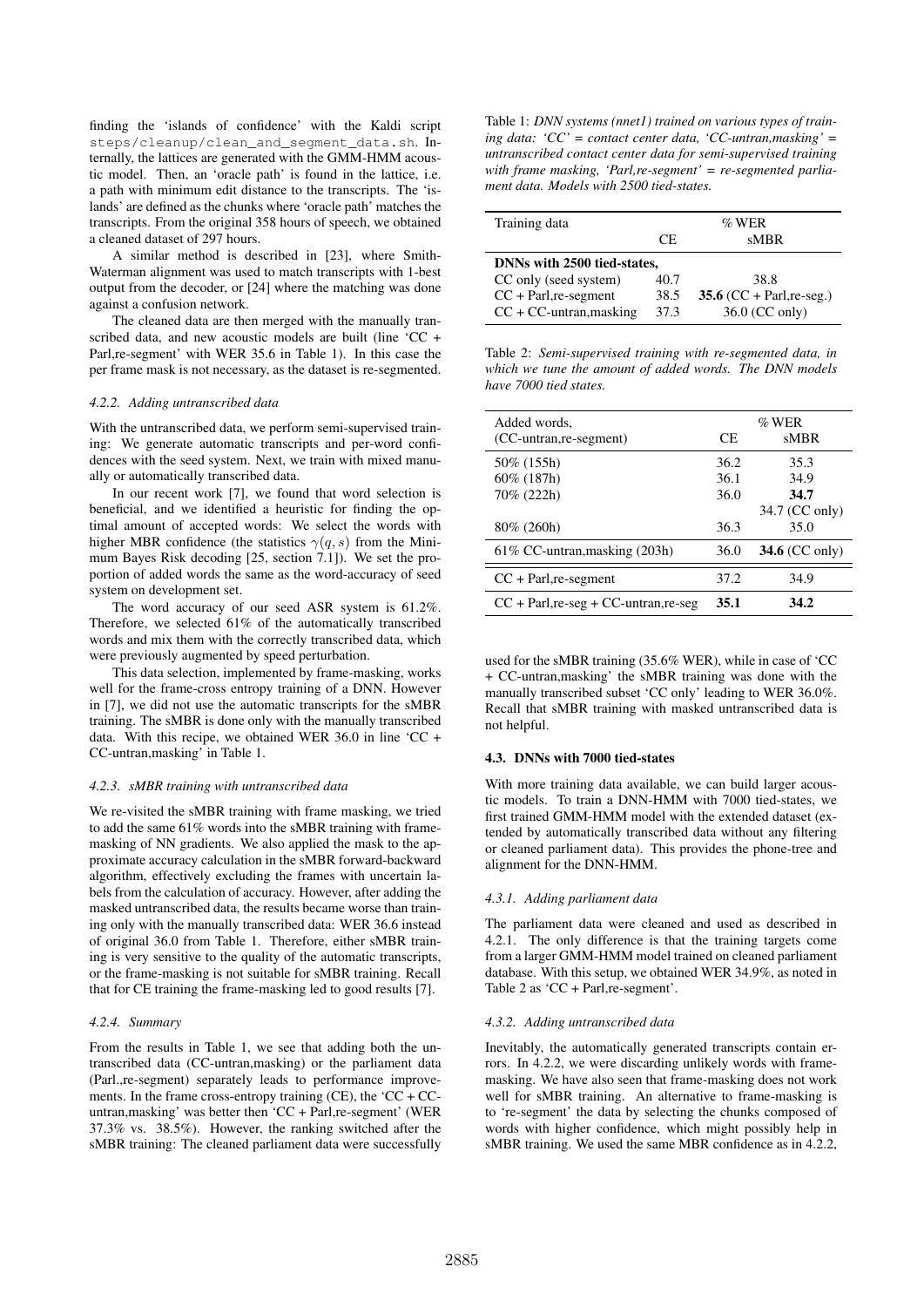finding the 'islands of confidence' with the Kaldi script `steps/cleanup/clean_and_segment_data.sh`. Internally, the lattices are generated with the GMM-HMM acoustic model. Then, an 'oracle path' is found in the lattice, i.e. a path with minimum edit distance to the transcripts. The 'islands' are defined as the chunks where 'oracle path' matches the transcripts. From the original 358 hours of speech, we obtained a cleaned dataset of 297 hours.

A similar method is described in [23], where Smith-Waterman alignment was used to match transcripts with 1-best output from the decoder, or [24] where the matching was done against a confusion network.

The cleaned data are then merged with the manually transcribed data, and new acoustic models are built (line 'CC + Parl,re-segment' with WER 35.6 in Table 1). In this case the per frame mask is not necessary, as the dataset is re-segmented.

#### 4.2.2. Adding untranscribed data

With the untranscribed data, we perform semi-supervised training: We generate automatic transcripts and per-word confidences with the seed system. Next, we train with mixed manually or automatically transcribed data.

In our recent work [7], we found that word selection is beneficial, and we identified a heuristic for finding the optimal amount of accepted words: We select the words with higher MBR confidence (the statistics $\gamma(q, s)$ from the Minimum Bayes Risk decoding [25, section 7.1]). We set the proportion of added words the same as the word-accuracy of seed system on development set.

The word accuracy of our seed ASR system is 61.2%. Therefore, we selected 61% of the automatically transcribed words and mix them with the correctly transcribed data, which were previously augmented by speed perturbation.

This data selection, implemented by frame-masking, works well for the frame-cross entropy training of a DNN. However in [7], we did not use the automatic transcripts for the sMBR training. The sMBR is done only with the manually transcribed data. With this recipe, we obtained WER 36.0 in line 'CC + CC-untran,masking' in Table 1.

#### 4.2.3. sMBR training with untranscribed data

We re-visited the sMBR training with frame masking, we tried to add the same 61% words into the sMBR training with frame-masking of NN gradients. We also applied the mask to the approximate accuracy calculation in the sMBR forward-backward algorithm, effectively excluding the frames with uncertain labels from the calculation of accuracy. However, after adding the masked untranscribed data, the results became worse than training only with the manually transcribed data: WER 36.6 instead of original 36.0 from Table 1. Therefore, either sMBR training is very sensitive to the quality of the automatic transcripts, or the frame-masking is not suitable for sMBR training. Recall that for CE training the frame-masking led to good results [7].

#### 4.2.4. Summary

From the results in Table 1, we see that adding both the untranscribed data (CC-untran,masking) or the parliament data (Parl.,re-segment) separately leads to performance improvements. In the frame cross-entropy training (CE), the 'CC + CC-untran,masking' was better then 'CC + Parl,re-segment' (WER 37.3% vs. 38.5%). However, the ranking switched after the sMBR training: The cleaned parliament data were successfully used for the sMBR training (35.6% WER), while in case of 'CC + CC-untran,masking' the sMBR training was done with the manually transcribed subset 'CC only' leading to WER 36.0%. Recall that sMBR training with masked untranscribed data is not helpful.

Table 1: *DNN systems (nnet1) trained on various types of training data: 'CC' = contact center data, 'CC-untran,masking' = untranscribed contact center data for semi-supervised training with frame masking, 'Parl,re-segment' = re-segmented parliament data. Models with 2500 tied-states.*

| Training data | % WER CE | % WER sMBR |
|---|---|---|
| **DNNs with 2500 tied-states,** | | |
| CC only (seed system) | 40.7 | 38.8 |
| CC + Parl,re-segment | 38.5 | **35.6** (CC + Parl,re-seg.) |
| CC + CC-untran,masking | 37.3 | 36.0 (CC only) |

Table 2: *Semi-supervised training with re-segmented data, in which we tune the amount of added words. The DNN models have 7000 tied states.*

| Added words, (CC-untran,re-segment) | % WER CE | % WER sMBR |
|---|---|---|
| 50% (155h) | 36.2 | 35.3 |
| 60% (187h) | 36.1 | 34.9 |
| 70% (222h) | 36.0 | **34.7** |
| | | 34.7 (CC only) |
| 80% (260h) | 36.3 | 35.0 |
| 61% CC-untran,masking (203h) | 36.0 | **34.6** (CC only) |
| CC + Parl,re-segment | 37.2 | 34.9 |
| CC + Parl,re-seg + CC-untran,re-seg | **35.1** | **34.2** |

### 4.3. DNNs with 7000 tied-states

With more training data available, we can build larger acoustic models. To train a DNN-HMM with 7000 tied-states, we first trained GMM-HMM model with the extended dataset (extended by automatically transcribed data without any filtering or cleaned parliament data). This provides the phone-tree and alignment for the DNN-HMM.

#### 4.3.1. Adding parliament data

The parliament data were cleaned and used as described in 4.2.1. The only difference is that the training targets come from a larger GMM-HMM model trained on cleaned parliament database. With this setup, we obtained WER 34.9%, as noted in Table 2 as 'CC + Parl,re-segment'.

#### 4.3.2. Adding untranscribed data

Inevitably, the automatically generated transcripts contain errors. In 4.2.2, we were discarding unlikely words with frame-masking. We have also seen that frame-masking does not work well for sMBR training. An alternative to frame-masking is to 're-segment' the data by selecting the chunks composed of words with higher confidence, which might possibly help in sMBR training. We used the same MBR confidence as in 4.2.2,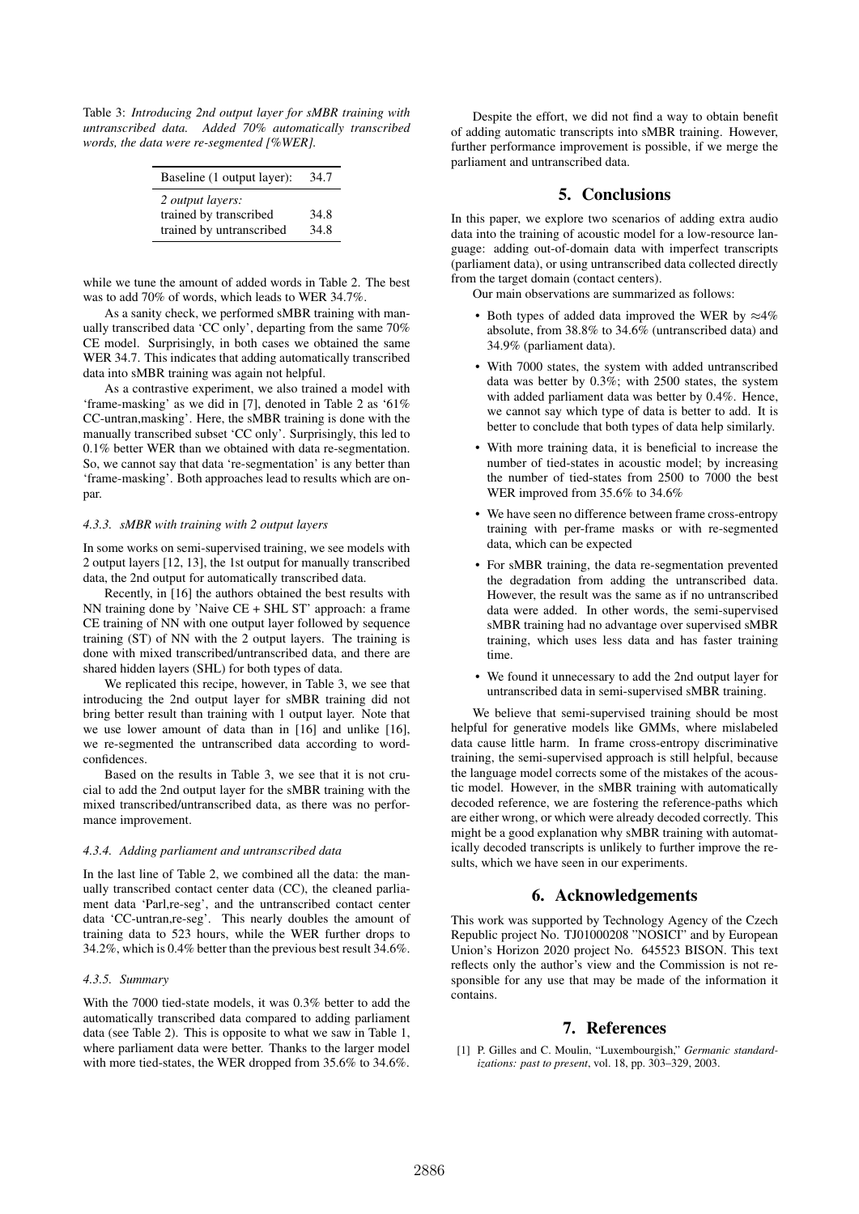Table 3: *Introducing 2nd output layer for sMBR training with untranscribed data. Added 70% automatically transcribed words, the data were re-segmented [%WER].*

| Baseline (1 output layer): | 34.7 |
|---|---|
| *2 output layers:* | |
| trained by transcribed | 34.8 |
| trained by untranscribed | 34.8 |

while we tune the amount of added words in Table 2. The best was to add 70% of words, which leads to WER 34.7%.

As a sanity check, we performed sMBR training with manually transcribed data 'CC only', departing from the same 70% CE model. Surprisingly, in both cases we obtained the same WER 34.7. This indicates that adding automatically transcribed data into sMBR training was again not helpful.

As a contrastive experiment, we also trained a model with 'frame-masking' as we did in [7], denoted in Table 2 as '61% CC-untran,masking'. Here, the sMBR training is done with the manually transcribed subset 'CC only'. Surprisingly, this led to 0.1% better WER than we obtained with data re-segmentation. So, we cannot say that data 're-segmentation' is any better than 'frame-masking'. Both approaches lead to results which are on-par.

#### 4.3.3. sMBR with training with 2 output layers

In some works on semi-supervised training, we see models with 2 output layers [12, 13], the 1st output for manually transcribed data, the 2nd output for automatically transcribed data.

Recently, in [16] the authors obtained the best results with NN training done by 'Naive CE + SHL ST' approach: a frame CE training of NN with one output layer followed by sequence training (ST) of NN with the 2 output layers. The training is done with mixed transcribed/untranscribed data, and there are shared hidden layers (SHL) for both types of data.

We replicated this recipe, however, in Table 3, we see that introducing the 2nd output layer for sMBR training did not bring better result than training with 1 output layer. Note that we use lower amount of data than in [16] and unlike [16], we re-segmented the untranscribed data according to word-confidences.

Based on the results in Table 3, we see that it is not crucial to add the 2nd output layer for the sMBR training with the mixed transcribed/untranscribed data, as there was no performance improvement.

#### 4.3.4. Adding parliament and untranscribed data

In the last line of Table 2, we combined all the data: the manually transcribed contact center data (CC), the cleaned parliament data 'Parl,re-seg', and the untranscribed contact center data 'CC-untran,re-seg'. This nearly doubles the amount of training data to 523 hours, while the WER further drops to 34.2%, which is 0.4% better than the previous best result 34.6%.

#### 4.3.5. Summary

With the 7000 tied-state models, it was 0.3% better to add the automatically transcribed data compared to adding parliament data (see Table 2). This is opposite to what we saw in Table 1, where parliament data were better. Thanks to the larger model with more tied-states, the WER dropped from 35.6% to 34.6%.

Despite the effort, we did not find a way to obtain benefit of adding automatic transcripts into sMBR training. However, further performance improvement is possible, if we merge the parliament and untranscribed data.

## 5. Conclusions

In this paper, we explore two scenarios of adding extra audio data into the training of acoustic model for a low-resource language: adding out-of-domain data with imperfect transcripts (parliament data), or using untranscribed data collected directly from the target domain (contact centers).

Our main observations are summarized as follows:

- Both types of added data improved the WER by $\approx$4% absolute, from 38.8% to 34.6% (untranscribed data) and 34.9% (parliament data).
- With 7000 states, the system with added untranscribed data was better by 0.3%; with 2500 states, the system with added parliament data was better by 0.4%. Hence, we cannot say which type of data is better to add. It is better to conclude that both types of data help similarly.
- With more training data, it is beneficial to increase the number of tied-states in acoustic model; by increasing the number of tied-states from 2500 to 7000 the best WER improved from 35.6% to 34.6%
- We have seen no difference between frame cross-entropy training with per-frame masks or with re-segmented data, which can be expected
- For sMBR training, the data re-segmentation prevented the degradation from adding the untranscribed data. However, the result was the same as if no untranscribed data were added. In other words, the semi-supervised sMBR training had no advantage over supervised sMBR training, which uses less data and has faster training time.
- We found it unnecessary to add the 2nd output layer for untranscribed data in semi-supervised sMBR training.

We believe that semi-supervised training should be most helpful for generative models like GMMs, where mislabeled data cause little harm. In frame cross-entropy discriminative training, the semi-supervised approach is still helpful, because the language model corrects some of the mistakes of the acoustic model. However, in the sMBR training with automatically decoded reference, we are fostering the reference-paths which are either wrong, or which were already decoded correctly. This might be a good explanation why sMBR training with automatically decoded transcripts is unlikely to further improve the results, which we have seen in our experiments.

## 6. Acknowledgements

This work was supported by Technology Agency of the Czech Republic project No. TJ01000208 "NOSICI" and by European Union's Horizon 2020 project No. 645523 BISON. This text reflects only the author's view and the Commission is not responsible for any use that may be made of the information it contains.

## 7. References

[1] P. Gilles and C. Moulin, "Luxembourgish," *Germanic standardizations: past to present*, vol. 18, pp. 303–329, 2003.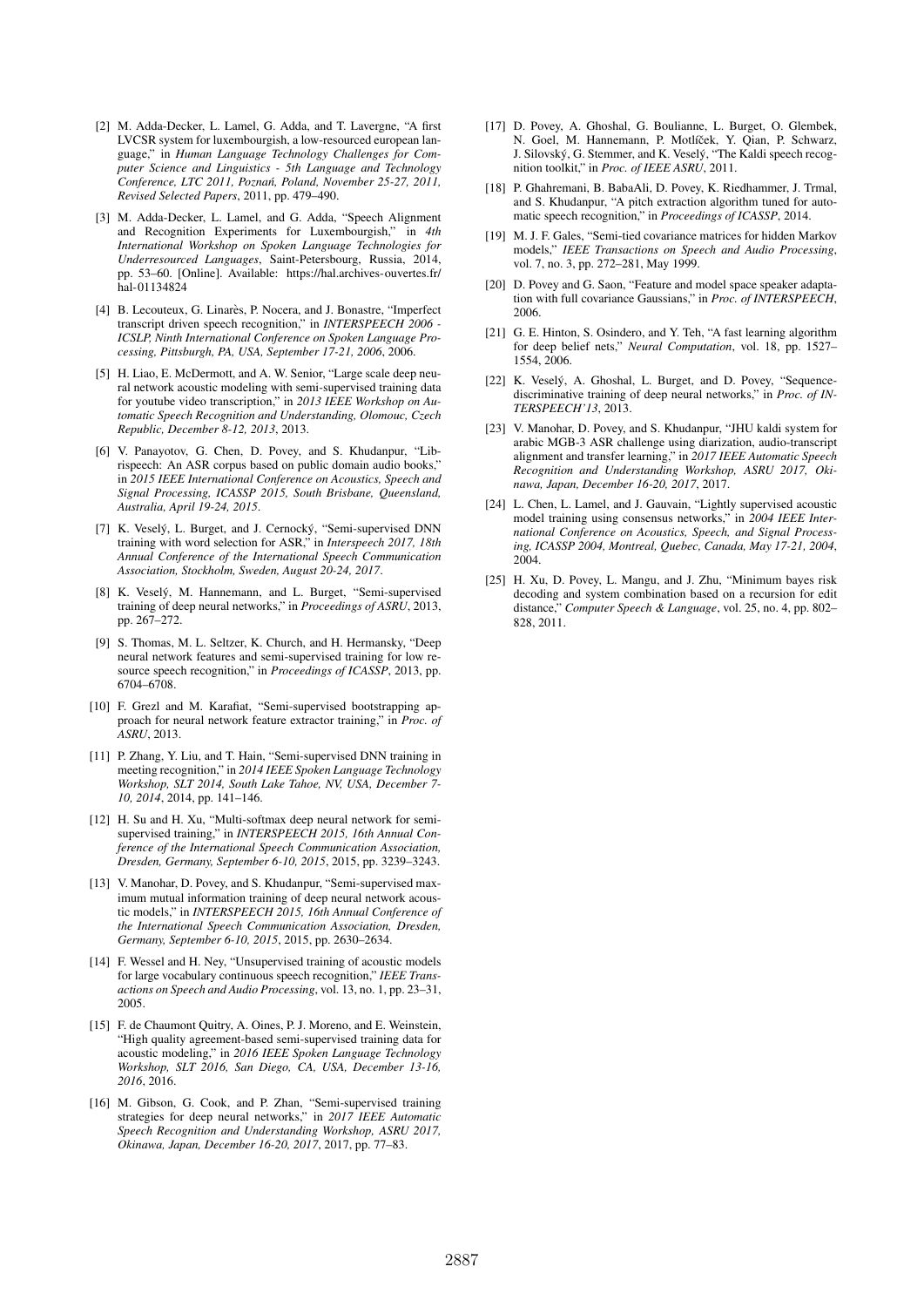[2] M. Adda-Decker, L. Lamel, G. Adda, and T. Lavergne, "A first LVCSR system for luxembourgish, a low-resourced european language," in *Human Language Technology Challenges for Computer Science and Linguistics - 5th Language and Technology Conference, LTC 2011, Poznań, Poland, November 25-27, 2011, Revised Selected Papers*, 2011, pp. 479–490.

[3] M. Adda-Decker, L. Lamel, and G. Adda, "Speech Alignment and Recognition Experiments for Luxembourgish," in *4th International Workshop on Spoken Language Technologies for Underresourced Languages*, Saint-Petersbourg, Russia, 2014, pp. 53–60. [Online]. Available: https://hal.archives-ouvertes.fr/hal-01134824

[4] B. Lecouteux, G. Linarès, P. Nocera, and J. Bonastre, "Imperfect transcript driven speech recognition," in *INTERSPEECH 2006 - ICSLP, Ninth International Conference on Spoken Language Processing, Pittsburgh, PA, USA, September 17-21, 2006*, 2006.

[5] H. Liao, E. McDermott, and A. W. Senior, "Large scale deep neural network acoustic modeling with semi-supervised training data for youtube video transcription," in *2013 IEEE Workshop on Automatic Speech Recognition and Understanding, Olomouc, Czech Republic, December 8-12, 2013*, 2013.

[6] V. Panayotov, G. Chen, D. Povey, and S. Khudanpur, "Librispeech: An ASR corpus based on public domain audio books," in *2015 IEEE International Conference on Acoustics, Speech and Signal Processing, ICASSP 2015, South Brisbane, Queensland, Australia, April 19-24, 2015*.

[7] K. Veselý, L. Burget, and J. Cernocký, "Semi-supervised DNN training with word selection for ASR," in *Interspeech 2017, 18th Annual Conference of the International Speech Communication Association, Stockholm, Sweden, August 20-24, 2017*.

[8] K. Veselý, M. Hannemann, and L. Burget, "Semi-supervised training of deep neural networks," in *Proceedings of ASRU*, 2013, pp. 267–272.

[9] S. Thomas, M. L. Seltzer, K. Church, and H. Hermansky, "Deep neural network features and semi-supervised training for low resource speech recognition," in *Proceedings of ICASSP*, 2013, pp. 6704–6708.

[10] F. Grezl and M. Karafiat, "Semi-supervised bootstrapping approach for neural network feature extractor training," in *Proc. of ASRU*, 2013.

[11] P. Zhang, Y. Liu, and T. Hain, "Semi-supervised DNN training in meeting recognition," in *2014 IEEE Spoken Language Technology Workshop, SLT 2014, South Lake Tahoe, NV, USA, December 7-10, 2014*, 2014, pp. 141–146.

[12] H. Su and H. Xu, "Multi-softmax deep neural network for semi-supervised training," in *INTERSPEECH 2015, 16th Annual Conference of the International Speech Communication Association, Dresden, Germany, September 6-10, 2015*, 2015, pp. 3239–3243.

[13] V. Manohar, D. Povey, and S. Khudanpur, "Semi-supervised maximum mutual information training of deep neural network acoustic models," in *INTERSPEECH 2015, 16th Annual Conference of the International Speech Communication Association, Dresden, Germany, September 6-10, 2015*, 2015, pp. 2630–2634.

[14] F. Wessel and H. Ney, "Unsupervised training of acoustic models for large vocabulary continuous speech recognition," *IEEE Transactions on Speech and Audio Processing*, vol. 13, no. 1, pp. 23–31, 2005.

[15] F. de Chaumont Quitry, A. Oines, P. J. Moreno, and E. Weinstein, "High quality agreement-based semi-supervised training data for acoustic modeling," in *2016 IEEE Spoken Language Technology Workshop, SLT 2016, San Diego, CA, USA, December 13-16, 2016*, 2016.

[16] M. Gibson, G. Cook, and P. Zhan, "Semi-supervised training strategies for deep neural networks," in *2017 IEEE Automatic Speech Recognition and Understanding Workshop, ASRU 2017, Okinawa, Japan, December 16-20, 2017*, 2017, pp. 77–83.

[17] D. Povey, A. Ghoshal, G. Boulianne, L. Burget, O. Glembek, N. Goel, M. Hannemann, P. Motlíček, Y. Qian, P. Schwarz, J. Silovský, G. Stemmer, and K. Veselý, "The Kaldi speech recognition toolkit," in *Proc. of IEEE ASRU*, 2011.

[18] P. Ghahremani, B. BabaAli, D. Povey, K. Riedhammer, J. Trmal, and S. Khudanpur, "A pitch extraction algorithm tuned for automatic speech recognition," in *Proceedings of ICASSP*, 2014.

[19] M. J. F. Gales, "Semi-tied covariance matrices for hidden Markov models," *IEEE Transactions on Speech and Audio Processing*, vol. 7, no. 3, pp. 272–281, May 1999.

[20] D. Povey and G. Saon, "Feature and model space speaker adaptation with full covariance Gaussians," in *Proc. of INTERSPEECH*, 2006.

[21] G. E. Hinton, S. Osindero, and Y. Teh, "A fast learning algorithm for deep belief nets," *Neural Computation*, vol. 18, pp. 1527–1554, 2006.

[22] K. Veselý, A. Ghoshal, L. Burget, and D. Povey, "Sequence-discriminative training of deep neural networks," in *Proc. of INTERSPEECH'13*, 2013.

[23] V. Manohar, D. Povey, and S. Khudanpur, "JHU kaldi system for arabic MGB-3 ASR challenge using diarization, audio-transcript alignment and transfer learning," in *2017 IEEE Automatic Speech Recognition and Understanding Workshop, ASRU 2017, Okinawa, Japan, December 16-20, 2017*, 2017.

[24] L. Chen, L. Lamel, and J. Gauvain, "Lightly supervised acoustic model training using consensus networks," in *2004 IEEE International Conference on Acoustics, Speech, and Signal Processing, ICASSP 2004, Montreal, Quebec, Canada, May 17-21, 2004*, 2004.

[25] H. Xu, D. Povey, L. Mangu, and J. Zhu, "Minimum bayes risk decoding and system combination based on a recursion for edit distance," *Computer Speech & Language*, vol. 25, no. 4, pp. 802–828, 2011.